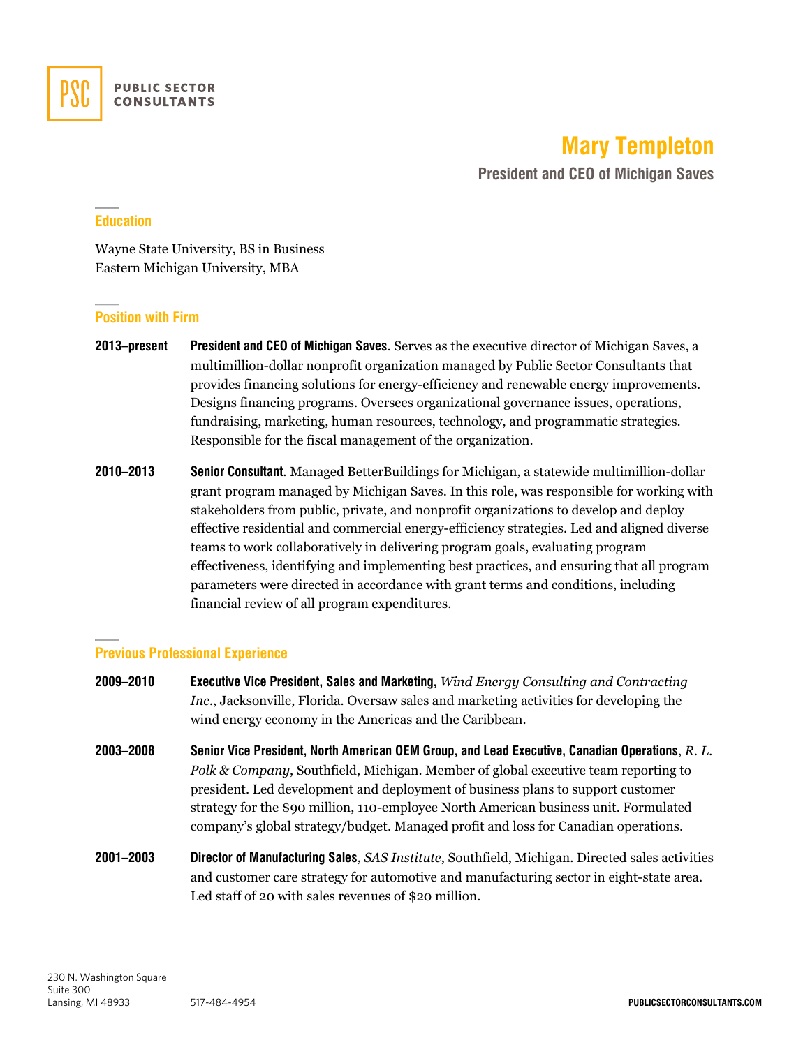PSC PUBLIC SECTOR CONSULTANTS

# Mary Templeton

**President and CEO of Michigan Saves**

## Education

Wayne State University, BS in Business
Eastern Michigan University, MBA

## Position with Firm

**2013–present** **President and CEO of Michigan Saves**. Serves as the executive director of Michigan Saves, a multimillion-dollar nonprofit organization managed by Public Sector Consultants that provides financing solutions for energy-efficiency and renewable energy improvements. Designs financing programs. Oversees organizational governance issues, operations, fundraising, marketing, human resources, technology, and programmatic strategies. Responsible for the fiscal management of the organization.

**2010–2013** **Senior Consultant**. Managed BetterBuildings for Michigan, a statewide multimillion-dollar grant program managed by Michigan Saves. In this role, was responsible for working with stakeholders from public, private, and nonprofit organizations to develop and deploy effective residential and commercial energy-efficiency strategies. Led and aligned diverse teams to work collaboratively in delivering program goals, evaluating program effectiveness, identifying and implementing best practices, and ensuring that all program parameters were directed in accordance with grant terms and conditions, including financial review of all program expenditures.

## Previous Professional Experience

**2009–2010** **Executive Vice President, Sales and Marketing**, *Wind Energy Consulting and Contracting Inc.*, Jacksonville, Florida. Oversaw sales and marketing activities for developing the wind energy economy in the Americas and the Caribbean.

**2003–2008** **Senior Vice President, North American OEM Group, and Lead Executive, Canadian Operations**, *R. L. Polk & Company*, Southfield, Michigan. Member of global executive team reporting to president. Led development and deployment of business plans to support customer strategy for the $90 million, 110-employee North American business unit. Formulated company's global strategy/budget. Managed profit and loss for Canadian operations.

**2001–2003** **Director of Manufacturing Sales**, *SAS Institute*, Southfield, Michigan. Directed sales activities and customer care strategy for automotive and manufacturing sector in eight-state area. Led staff of 20 with sales revenues of $20 million.

230 N. Washington Square
Suite 300
Lansing, MI 48933
517-484-4954
PUBLICSECTORCONSULTANTS.COM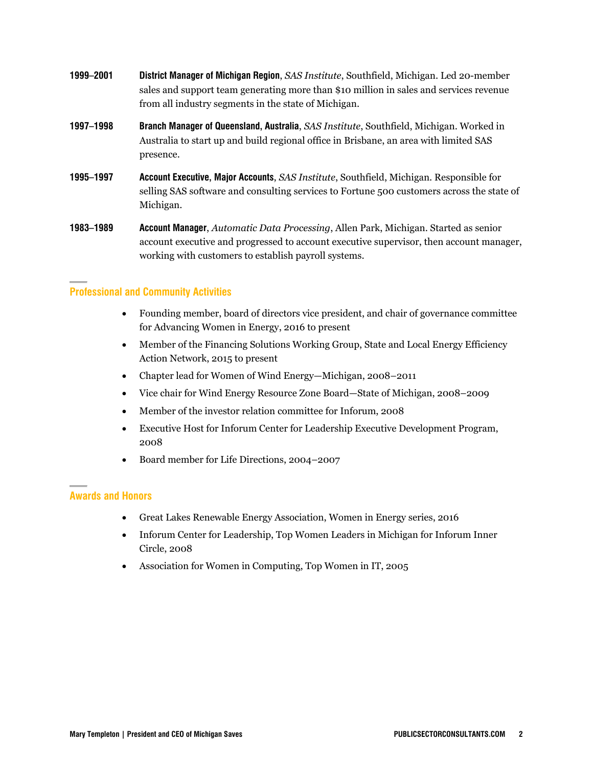**1999–2001** **District Manager of Michigan Region**, *SAS Institute*, Southfield, Michigan. Led 20-member sales and support team generating more than $10 million in sales and services revenue from all industry segments in the state of Michigan.

**1997–1998** **Branch Manager of Queensland, Australia**, *SAS Institute*, Southfield, Michigan. Worked in Australia to start up and build regional office in Brisbane, an area with limited SAS presence.

**1995–1997** **Account Executive, Major Accounts**, *SAS Institute*, Southfield, Michigan. Responsible for selling SAS software and consulting services to Fortune 500 customers across the state of Michigan.

**1983–1989** **Account Manager**, *Automatic Data Processing*, Allen Park, Michigan. Started as senior account executive and progressed to account executive supervisor, then account manager, working with customers to establish payroll systems.

## Professional and Community Activities

- Founding member, board of directors vice president, and chair of governance committee for Advancing Women in Energy, 2016 to present
- Member of the Financing Solutions Working Group, State and Local Energy Efficiency Action Network, 2015 to present
- Chapter lead for Women of Wind Energy—Michigan, 2008–2011
- Vice chair for Wind Energy Resource Zone Board—State of Michigan, 2008–2009
- Member of the investor relation committee for Inforum, 2008
- Executive Host for Inforum Center for Leadership Executive Development Program, 2008
- Board member for Life Directions, 2004–2007

## Awards and Honors

- Great Lakes Renewable Energy Association, Women in Energy series, 2016
- Inforum Center for Leadership, Top Women Leaders in Michigan for Inforum Inner Circle, 2008
- Association for Women in Computing, Top Women in IT, 2005